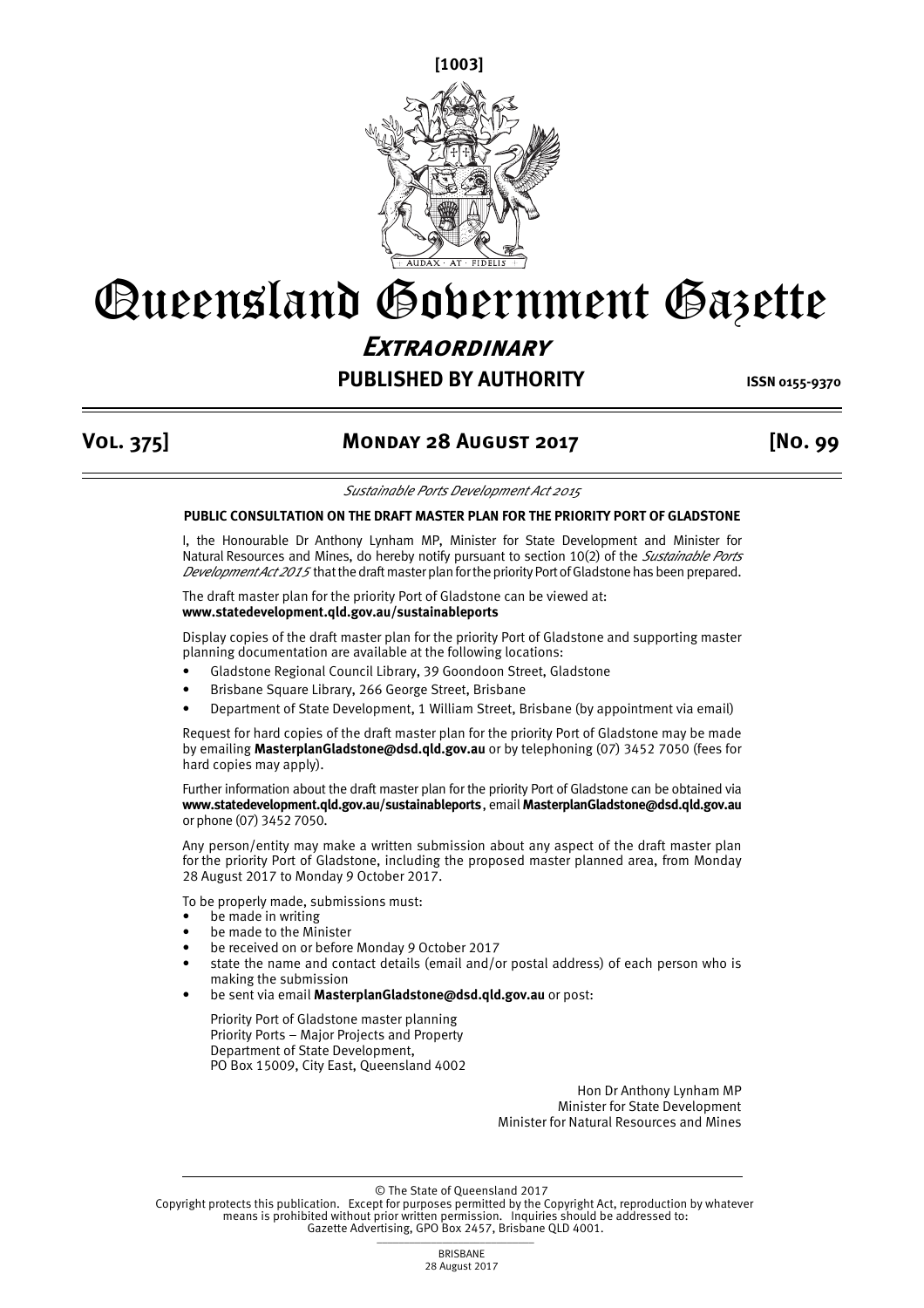[1003]

# Queensland Government Gazette

## Extraordinary

**PUBLISHED BY AUTHORITY** ISSN 0155-9370

**Vol. 375] Monday 28 August 2017 [No. 99**

*Sustainable Ports Development Act 2015*

**PUBLIC CONSULTATION ON THE DRAFT MASTER PLAN FOR THE PRIORITY PORT OF GLADSTONE**

I, the Honourable Dr Anthony Lynham MP, Minister for State Development and Minister for Natural Resources and Mines, do hereby notify pursuant to section 10(2) of the *Sustainable Ports Development Act 2015* that the draft master plan for the priority Port of Gladstone has been prepared.

The draft master plan for the priority Port of Gladstone can be viewed at:
**www.statedevelopment.qld.gov.au/sustainableports**

Display copies of the draft master plan for the priority Port of Gladstone and supporting master planning documentation are available at the following locations:

- Gladstone Regional Council Library, 39 Goondoon Street, Gladstone
- Brisbane Square Library, 266 George Street, Brisbane
- Department of State Development, 1 William Street, Brisbane (by appointment via email)

Request for hard copies of the draft master plan for the priority Port of Gladstone may be made by emailing **MasterplanGladstone@dsd.qld.gov.au** or by telephoning (07) 3452 7050 (fees for hard copies may apply).

Further information about the draft master plan for the priority Port of Gladstone can be obtained via **www.statedevelopment.qld.gov.au/sustainableports**, email **MasterplanGladstone@dsd.qld.gov.au** or phone (07) 3452 7050.

Any person/entity may make a written submission about any aspect of the draft master plan for the priority Port of Gladstone, including the proposed master planned area, from Monday 28 August 2017 to Monday 9 October 2017.

To be properly made, submissions must:

- be made in writing
- be made to the Minister
- be received on or before Monday 9 October 2017
- state the name and contact details (email and/or postal address) of each person who is making the submission
- be sent via email **MasterplanGladstone@dsd.qld.gov.au** or post:

Priority Port of Gladstone master planning
Priority Ports – Major Projects and Property
Department of State Development,
PO Box 15009, City East, Queensland 4002

Hon Dr Anthony Lynham MP
Minister for State Development
Minister for Natural Resources and Mines

© The State of Queensland 2017
Copyright protects this publication. Except for purposes permitted by the Copyright Act, reproduction by whatever means is prohibited without prior written permission. Inquiries should be addressed to: Gazette Advertising, GPO Box 2457, Brisbane QLD 4001.

BRISBANE
28 August 2017